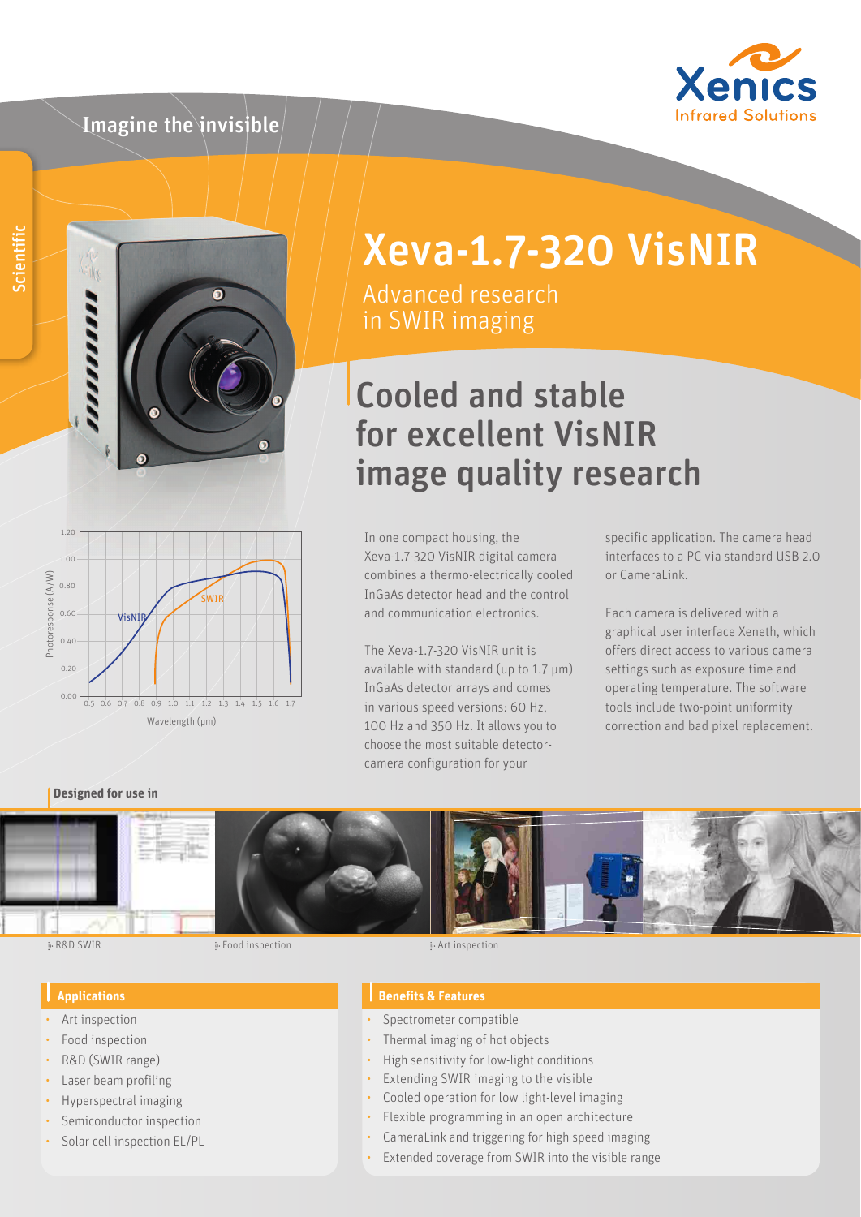Imagine the invisible

Scientific

# Xeva-1.7-320 VisNIR

Advanced research in SWIR imaging

## Cooled and stable for excellent VisNIR image quality research

In one compact housing, the Xeva-1.7-320 VisNIR digital camera combines a thermo-electrically cooled InGaAs detector head and the control and communication electronics.

The Xeva-1.7-320 VisNIR unit is available with standard (up to 1.7 µm) InGaAs detector arrays and comes in various speed versions: 60 Hz, 100 Hz and 350 Hz. It allows you to choose the most suitable detector-camera configuration for your specific application. The camera head interfaces to a PC via standard USB 2.0 or CameraLink.

Each camera is delivered with a graphical user interface Xeneth, which offers direct access to various camera settings such as exposure time and operating temperature. The software tools include two-point uniformity correction and bad pixel replacement.

**Designed for use in**

R&D SWIR

Food inspection

Art inspection

### Applications

- Art inspection
- Food inspection
- R&D (SWIR range)
- Laser beam profiling
- Hyperspectral imaging
- Semiconductor inspection
- Solar cell inspection EL/PL

### Benefits & Features

- Spectrometer compatible
- Thermal imaging of hot objects
- High sensitivity for low-light conditions
- Extending SWIR imaging to the visible
- Cooled operation for low light-level imaging
- Flexible programming in an open architecture
- CameraLink and triggering for high speed imaging
- Extended coverage from SWIR into the visible range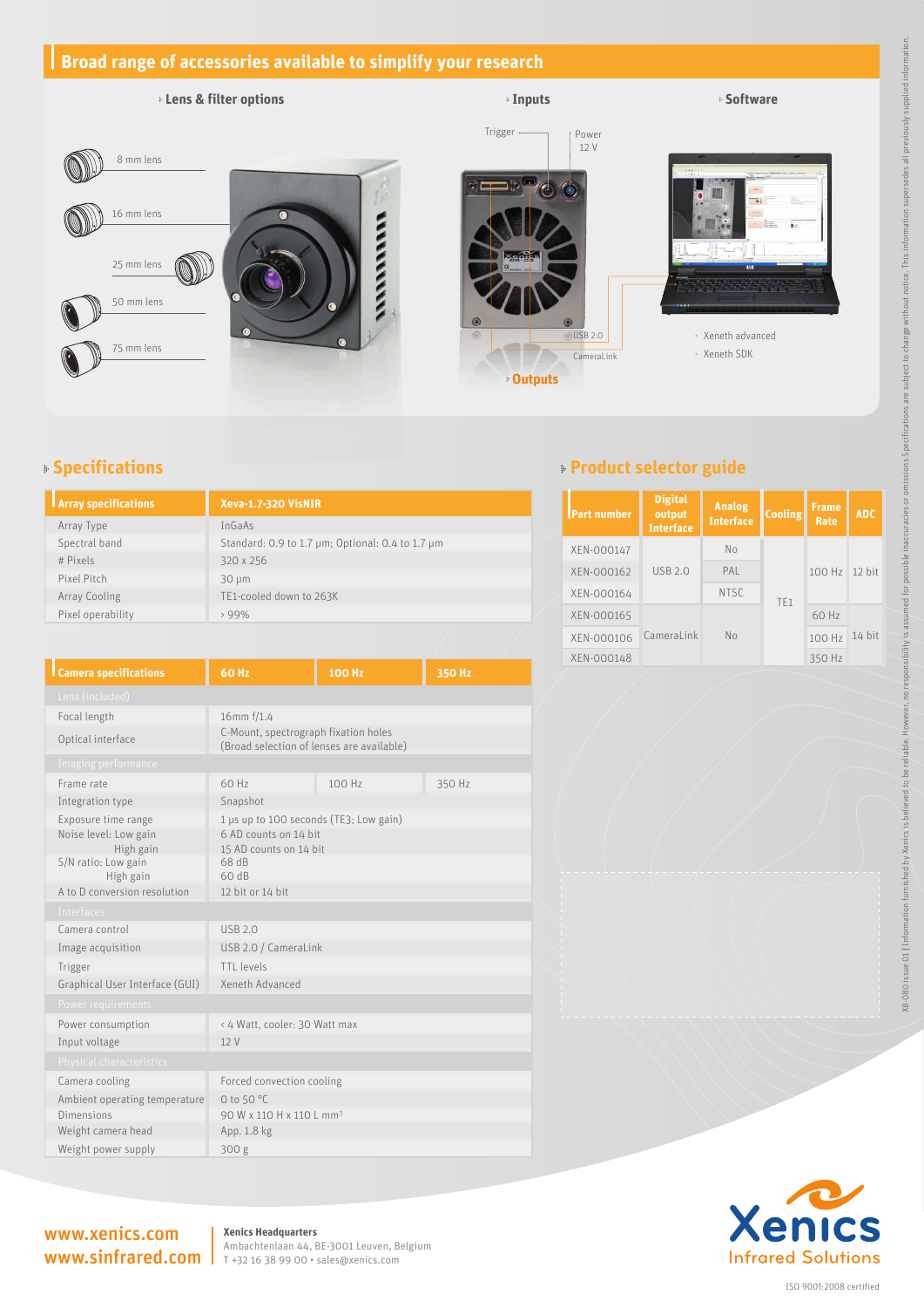## Broad range of accessories available to simplify your research

› Lens & filter options

8 mm lens

16 mm lens

25 mm lens

50 mm lens

75 mm lens

› Inputs

Trigger

Power 12 V

USB 2.0

CameraLink

› Outputs

› Software

- Xeneth advanced
- Xeneth SDK

## Specifications

| Array specifications | Xeva-1.7-320 VisNIR |
|---|---|
| Array Type | InGaAs |
| Spectral band | Standard: 0.9 to 1.7 µm; Optional: 0.4 to 1.7 µm |
| # Pixels | 320 x 256 |
| Pixel Pitch | 30 µm |
| Array Cooling | TE1-cooled down to 263K |
| Pixel operability | > 99% |

| Camera specifications | 60 Hz | 100 Hz | 350 Hz |
|---|---|---|---|
| **Lens (included)** | | | |
| Focal length | 16mm f/1.4 | | |
| Optical interface | C-Mount, spectrograph fixation holes (Broad selection of lenses are available) | | |
| **Imaging performance** | | | |
| Frame rate | 60 Hz | 100 Hz | 350 Hz |
| Integration type | Snapshot | | |
| Exposure time range | 1 µs up to 100 seconds (TE3; Low gain) | | |
| Noise level: Low gain | 6 AD counts on 14 bit | | |
| High gain | 15 AD counts on 14 bit | | |
| S/N ratio: Low gain | 68 dB | | |
| High gain | 60 dB | | |
| A to D conversion resolution | 12 bit or 14 bit | | |
| **Interfaces** | | | |
| Camera control | USB 2.0 | | |
| Image acquisition | USB 2.0 / CameraLink | | |
| Trigger | TTL levels | | |
| Graphical User Interface (GUI) | Xeneth Advanced | | |
| **Power requirements** | | | |
| Power consumption | < 4 Watt, cooler: 30 Watt max | | |
| Input voltage | 12 V | | |
| **Physical characteristics** | | | |
| Camera cooling | Forced convection cooling | | |
| Ambient operating temperature | 0 to 50 °C | | |
| Dimensions | 90 W x 110 H x 110 L mm³ | | |
| Weight camera head | App. 1.8 kg | | |
| Weight power supply | 300 g | | |

## Product selector guide

| Part number | Digital output Interface | Analog Interface | Cooling | Frame Rate | ADC |
|---|---|---|---|---|---|
| XEN-000147 | USB 2.0 | No | TE1 | 100 Hz | 12 bit |
| XEN-000162 | USB 2.0 | PAL | TE1 | 100 Hz | 12 bit |
| XEN-000164 | USB 2.0 | NTSC | TE1 | 100 Hz | 12 bit |
| XEN-000165 | CameraLink | No | TE1 | 60 Hz | 14 bit |
| XEN-000106 | CameraLink | No | TE1 | 100 Hz | 14 bit |
| XEN-000148 | CameraLink | No | TE1 | 350 Hz | 14 bit |

XB-080 issue 01 | Information furnished by Xenics is believed to be reliable. However, no responsibility is assumed for possible inaccuracies or omissions Specifications are subject to change without notice. This information supersedes all previously supplied information.

**www.xenics.com**
**www.sinfrared.com**

**Xenics Headquarters**
Ambachtenlaan 44, BE-3001 Leuven, Belgium
T +32 16 38 99 00 • sales@xenics.com

Xenics Infrared Solutions

ISO 9001:2008 certified